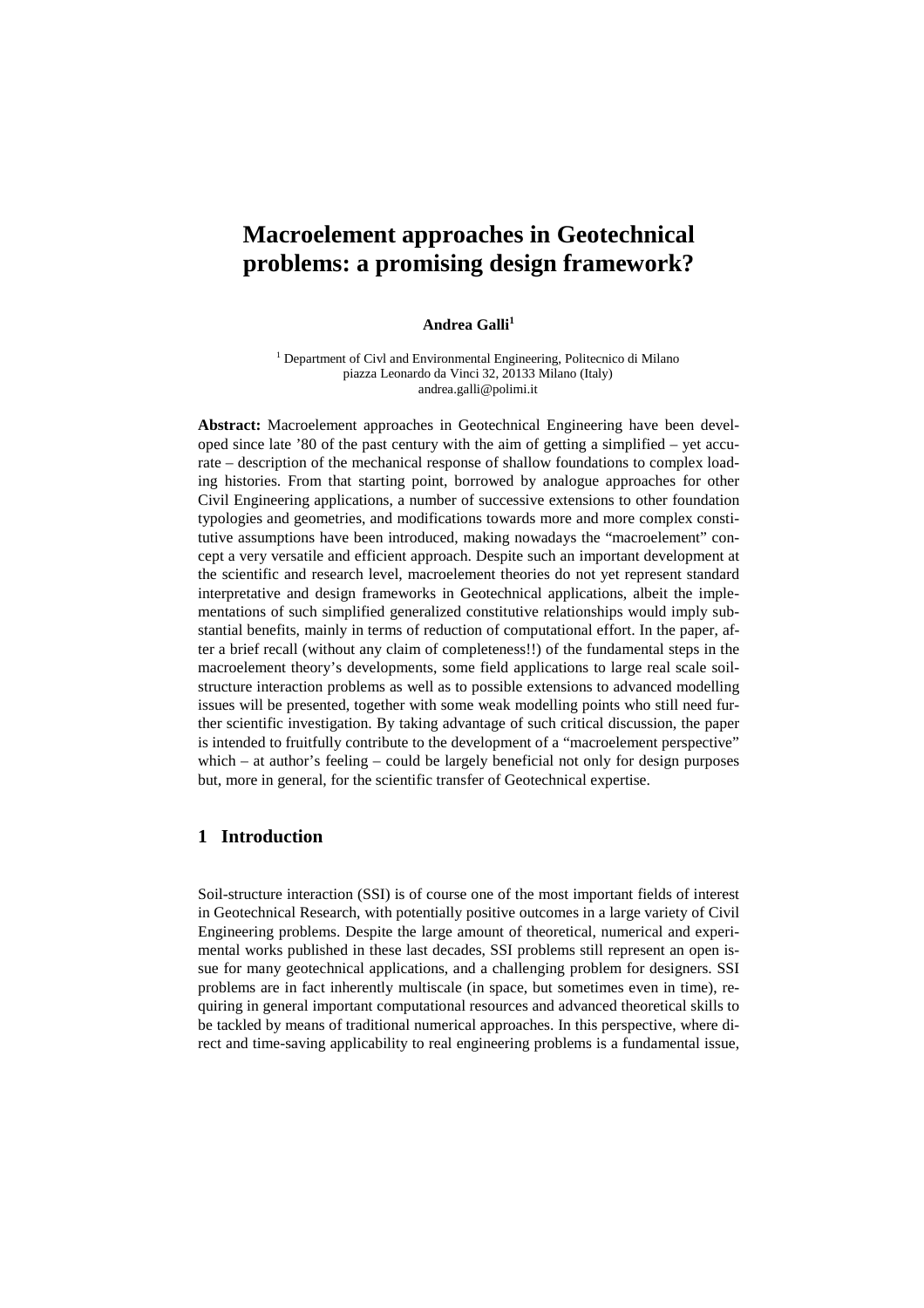# Macroelement approaches in Geotechnical problems: a promising design framework?

**Andrea Galli**[1]

[1] Department of Civl and Environmental Engineering, Politecnico di Milano
piazza Leonardo da Vinci 32, 20133 Milano (Italy)
andrea.galli@polimi.it

**Abstract:** Macroelement approaches in Geotechnical Engineering have been developed since late '80 of the past century with the aim of getting a simplified – yet accurate – description of the mechanical response of shallow foundations to complex loading histories. From that starting point, borrowed by analogue approaches for other Civil Engineering applications, a number of successive extensions to other foundation typologies and geometries, and modifications towards more and more complex constitutive assumptions have been introduced, making nowadays the "macroelement" concept a very versatile and efficient approach. Despite such an important development at the scientific and research level, macroelement theories do not yet represent standard interpretative and design frameworks in Geotechnical applications, albeit the implementations of such simplified generalized constitutive relationships would imply substantial benefits, mainly in terms of reduction of computational effort. In the paper, after a brief recall (without any claim of completeness!!) of the fundamental steps in the macroelement theory's developments, some field applications to large real scale soil-structure interaction problems as well as to possible extensions to advanced modelling issues will be presented, together with some weak modelling points who still need further scientific investigation. By taking advantage of such critical discussion, the paper is intended to fruitfully contribute to the development of a "macroelement perspective" which – at author's feeling – could be largely beneficial not only for design purposes but, more in general, for the scientific transfer of Geotechnical expertise.

## 1 Introduction

Soil-structure interaction (SSI) is of course one of the most important fields of interest in Geotechnical Research, with potentially positive outcomes in a large variety of Civil Engineering problems. Despite the large amount of theoretical, numerical and experimental works published in these last decades, SSI problems still represent an open issue for many geotechnical applications, and a challenging problem for designers. SSI problems are in fact inherently multiscale (in space, but sometimes even in time), requiring in general important computational resources and advanced theoretical skills to be tackled by means of traditional numerical approaches. In this perspective, where direct and time-saving applicability to real engineering problems is a fundamental issue,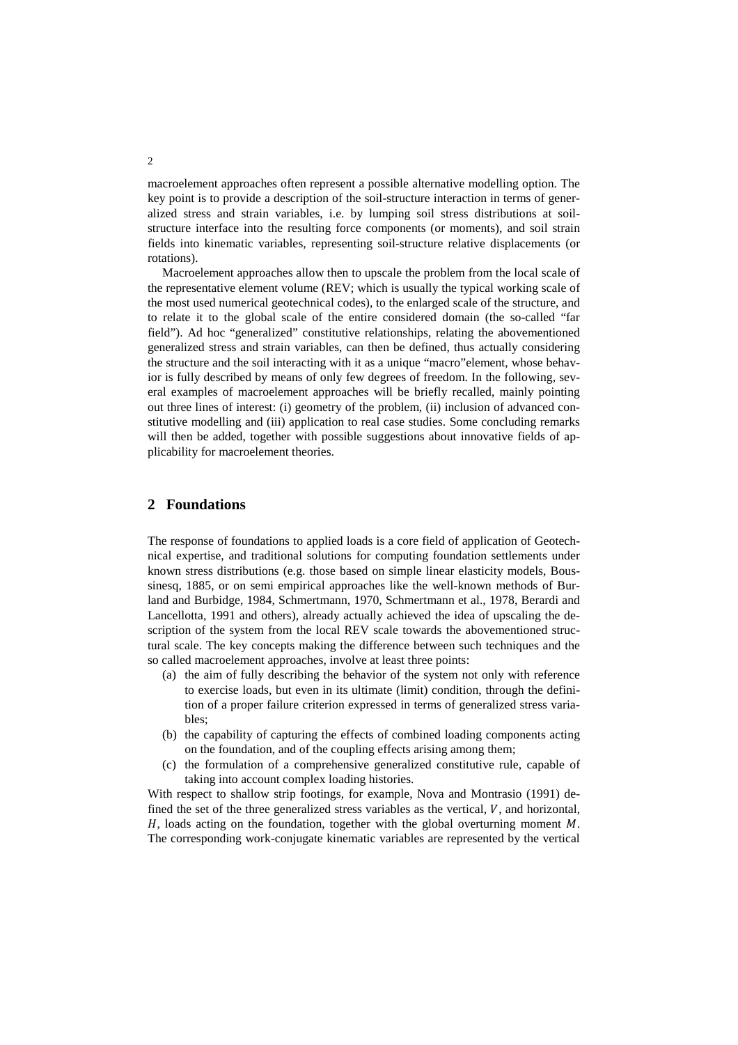macroelement approaches often represent a possible alternative modelling option. The key point is to provide a description of the soil-structure interaction in terms of generalized stress and strain variables, i.e. by lumping soil stress distributions at soil-structure interface into the resulting force components (or moments), and soil strain fields into kinematic variables, representing soil-structure relative displacements (or rotations).

Macroelement approaches allow then to upscale the problem from the local scale of the representative element volume (REV; which is usually the typical working scale of the most used numerical geotechnical codes), to the enlarged scale of the structure, and to relate it to the global scale of the entire considered domain (the so-called "far field"). Ad hoc "generalized" constitutive relationships, relating the abovementioned generalized stress and strain variables, can then be defined, thus actually considering the structure and the soil interacting with it as a unique "macro"element, whose behavior is fully described by means of only few degrees of freedom. In the following, several examples of macroelement approaches will be briefly recalled, mainly pointing out three lines of interest: (i) geometry of the problem, (ii) inclusion of advanced constitutive modelling and (iii) application to real case studies. Some concluding remarks will then be added, together with possible suggestions about innovative fields of applicability for macroelement theories.

## 2 Foundations

The response of foundations to applied loads is a core field of application of Geotechnical expertise, and traditional solutions for computing foundation settlements under known stress distributions (e.g. those based on simple linear elasticity models, Boussinesq, 1885, or on semi empirical approaches like the well-known methods of Burland and Burbidge, 1984, Schmertmann, 1970, Schmertmann et al., 1978, Berardi and Lancellotta, 1991 and others), already actually achieved the idea of upscaling the description of the system from the local REV scale towards the abovementioned structural scale. The key concepts making the difference between such techniques and the so called macroelement approaches, involve at least three points:

(a) the aim of fully describing the behavior of the system not only with reference to exercise loads, but even in its ultimate (limit) condition, through the definition of a proper failure criterion expressed in terms of generalized stress variables;
(b) the capability of capturing the effects of combined loading components acting on the foundation, and of the coupling effects arising among them;
(c) the formulation of a comprehensive generalized constitutive rule, capable of taking into account complex loading histories.

With respect to shallow strip footings, for example, Nova and Montrasio (1991) defined the set of the three generalized stress variables as the vertical, $V$, and horizontal, $H$, loads acting on the foundation, together with the global overturning moment $M$. The corresponding work-conjugate kinematic variables are represented by the vertical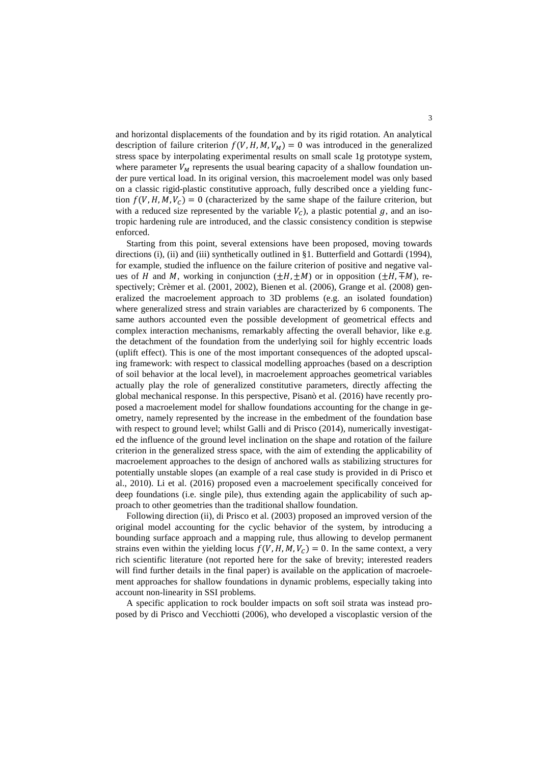and horizontal displacements of the foundation and by its rigid rotation. An analytical description of failure criterion $f(V, H, M, V_M) = 0$ was introduced in the generalized stress space by interpolating experimental results on small scale 1g prototype system, where parameter $V_M$ represents the usual bearing capacity of a shallow foundation under pure vertical load. In its original version, this macroelement model was only based on a classic rigid-plastic constitutive approach, fully described once a yielding function $f(V, H, M, V_C) = 0$ (characterized by the same shape of the failure criterion, but with a reduced size represented by the variable $V_C$), a plastic potential $g$, and an isotropic hardening rule are introduced, and the classic consistency condition is stepwise enforced.

Starting from this point, several extensions have been proposed, moving towards directions (i), (ii) and (iii) synthetically outlined in §1. Butterfield and Gottardi (1994), for example, studied the influence on the failure criterion of positive and negative values of $H$ and $M$, working in conjunction ($\pm H, \pm M$) or in opposition ($\pm H, \mp M$), respectively; Crèmer et al. (2001, 2002), Bienen et al. (2006), Grange et al. (2008) generalized the macroelement approach to 3D problems (e.g. an isolated foundation) where generalized stress and strain variables are characterized by 6 components. The same authors accounted even the possible development of geometrical effects and complex interaction mechanisms, remarkably affecting the overall behavior, like e.g. the detachment of the foundation from the underlying soil for highly eccentric loads (uplift effect). This is one of the most important consequences of the adopted upscaling framework: with respect to classical modelling approaches (based on a description of soil behavior at the local level), in macroelement approaches geometrical variables actually play the role of generalized constitutive parameters, directly affecting the global mechanical response. In this perspective, Pisanò et al. (2016) have recently proposed a macroelement model for shallow foundations accounting for the change in geometry, namely represented by the increase in the embedment of the foundation base with respect to ground level; whilst Galli and di Prisco (2014), numerically investigated the influence of the ground level inclination on the shape and rotation of the failure criterion in the generalized stress space, with the aim of extending the applicability of macroelement approaches to the design of anchored walls as stabilizing structures for potentially unstable slopes (an example of a real case study is provided in di Prisco et al., 2010). Li et al. (2016) proposed even a macroelement specifically conceived for deep foundations (i.e. single pile), thus extending again the applicability of such approach to other geometries than the traditional shallow foundation.

Following direction (ii), di Prisco et al. (2003) proposed an improved version of the original model accounting for the cyclic behavior of the system, by introducing a bounding surface approach and a mapping rule, thus allowing to develop permanent strains even within the yielding locus $f(V, H, M, V_C) = 0$. In the same context, a very rich scientific literature (not reported here for the sake of brevity; interested readers will find further details in the final paper) is available on the application of macroelement approaches for shallow foundations in dynamic problems, especially taking into account non-linearity in SSI problems.

A specific application to rock boulder impacts on soft soil strata was instead proposed by di Prisco and Vecchiotti (2006), who developed a viscoplastic version of the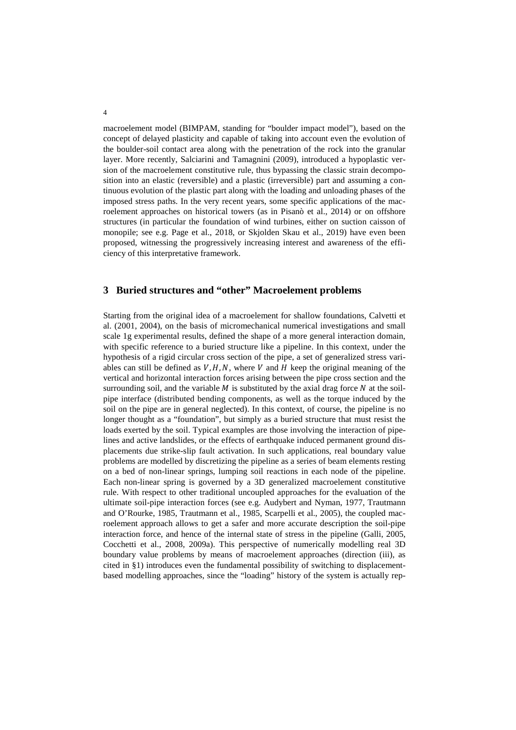macroelement model (BIMPAM, standing for "boulder impact model"), based on the concept of delayed plasticity and capable of taking into account even the evolution of the boulder-soil contact area along with the penetration of the rock into the granular layer. More recently, Salciarini and Tamagnini (2009), introduced a hypoplastic version of the macroelement constitutive rule, thus bypassing the classic strain decomposition into an elastic (reversible) and a plastic (irreversible) part and assuming a continuous evolution of the plastic part along with the loading and unloading phases of the imposed stress paths. In the very recent years, some specific applications of the macroelement approaches on historical towers (as in Pisanò et al., 2014) or on offshore structures (in particular the foundation of wind turbines, either on suction caisson of monopile; see e.g. Page et al., 2018, or Skjolden Skau et al., 2019) have even been proposed, witnessing the progressively increasing interest and awareness of the efficiency of this interpretative framework.

## 3 Buried structures and "other" Macroelement problems

Starting from the original idea of a macroelement for shallow foundations, Calvetti et al. (2001, 2004), on the basis of micromechanical numerical investigations and small scale 1g experimental results, defined the shape of a more general interaction domain, with specific reference to a buried structure like a pipeline. In this context, under the hypothesis of a rigid circular cross section of the pipe, a set of generalized stress variables can still be defined as $V, H, N$, where $V$ and $H$ keep the original meaning of the vertical and horizontal interaction forces arising between the pipe cross section and the surrounding soil, and the variable $M$ is substituted by the axial drag force $N$ at the soil-pipe interface (distributed bending components, as well as the torque induced by the soil on the pipe are in general neglected). In this context, of course, the pipeline is no longer thought as a "foundation", but simply as a buried structure that must resist the loads exerted by the soil. Typical examples are those involving the interaction of pipelines and active landslides, or the effects of earthquake induced permanent ground displacements due strike-slip fault activation. In such applications, real boundary value problems are modelled by discretizing the pipeline as a series of beam elements resting on a bed of non-linear springs, lumping soil reactions in each node of the pipeline. Each non-linear spring is governed by a 3D generalized macroelement constitutive rule. With respect to other traditional uncoupled approaches for the evaluation of the ultimate soil-pipe interaction forces (see e.g. Audybert and Nyman, 1977, Trautmann and O'Rourke, 1985, Trautmann et al., 1985, Scarpelli et al., 2005), the coupled macroelement approach allows to get a safer and more accurate description the soil-pipe interaction force, and hence of the internal state of stress in the pipeline (Galli, 2005, Cocchetti et al., 2008, 2009a). This perspective of numerically modelling real 3D boundary value problems by means of macroelement approaches (direction (iii), as cited in §1) introduces even the fundamental possibility of switching to displacement-based modelling approaches, since the "loading" history of the system is actually rep-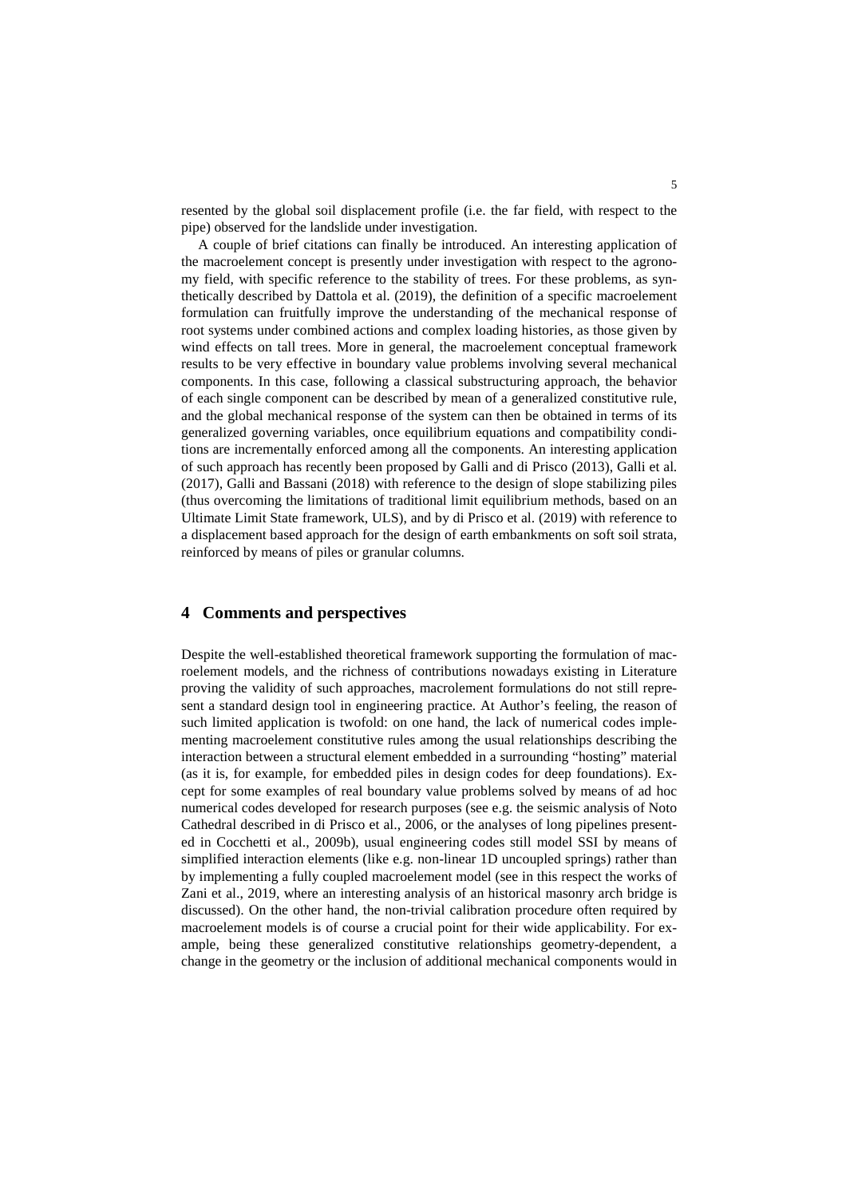resented by the global soil displacement profile (i.e. the far field, with respect to the pipe) observed for the landslide under investigation.

A couple of brief citations can finally be introduced. An interesting application of the macroelement concept is presently under investigation with respect to the agronomy field, with specific reference to the stability of trees. For these problems, as synthetically described by Dattola et al. (2019), the definition of a specific macroelement formulation can fruitfully improve the understanding of the mechanical response of root systems under combined actions and complex loading histories, as those given by wind effects on tall trees. More in general, the macroelement conceptual framework results to be very effective in boundary value problems involving several mechanical components. In this case, following a classical substructuring approach, the behavior of each single component can be described by mean of a generalized constitutive rule, and the global mechanical response of the system can then be obtained in terms of its generalized governing variables, once equilibrium equations and compatibility conditions are incrementally enforced among all the components. An interesting application of such approach has recently been proposed by Galli and di Prisco (2013), Galli et al. (2017), Galli and Bassani (2018) with reference to the design of slope stabilizing piles (thus overcoming the limitations of traditional limit equilibrium methods, based on an Ultimate Limit State framework, ULS), and by di Prisco et al. (2019) with reference to a displacement based approach for the design of earth embankments on soft soil strata, reinforced by means of piles or granular columns.

## 4 Comments and perspectives

Despite the well-established theoretical framework supporting the formulation of macroelement models, and the richness of contributions nowadays existing in Literature proving the validity of such approaches, macrolement formulations do not still represent a standard design tool in engineering practice. At Author's feeling, the reason of such limited application is twofold: on one hand, the lack of numerical codes implementing macroelement constitutive rules among the usual relationships describing the interaction between a structural element embedded in a surrounding "hosting" material (as it is, for example, for embedded piles in design codes for deep foundations). Except for some examples of real boundary value problems solved by means of ad hoc numerical codes developed for research purposes (see e.g. the seismic analysis of Noto Cathedral described in di Prisco et al., 2006, or the analyses of long pipelines presented in Cocchetti et al., 2009b), usual engineering codes still model SSI by means of simplified interaction elements (like e.g. non-linear 1D uncoupled springs) rather than by implementing a fully coupled macroelement model (see in this respect the works of Zani et al., 2019, where an interesting analysis of an historical masonry arch bridge is discussed). On the other hand, the non-trivial calibration procedure often required by macroelement models is of course a crucial point for their wide applicability. For example, being these generalized constitutive relationships geometry-dependent, a change in the geometry or the inclusion of additional mechanical components would in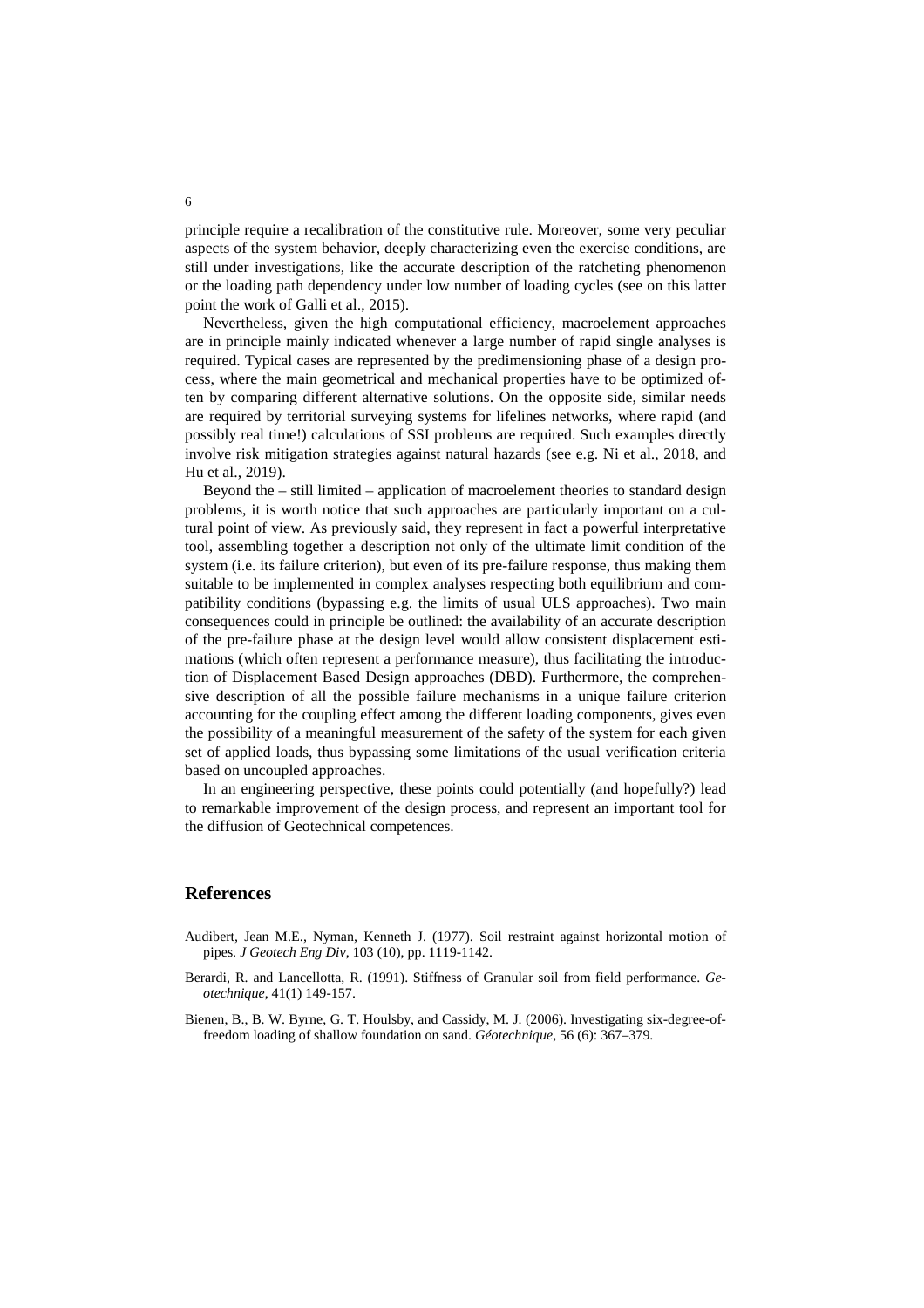principle require a recalibration of the constitutive rule. Moreover, some very peculiar aspects of the system behavior, deeply characterizing even the exercise conditions, are still under investigations, like the accurate description of the ratcheting phenomenon or the loading path dependency under low number of loading cycles (see on this latter point the work of Galli et al., 2015).

Nevertheless, given the high computational efficiency, macroelement approaches are in principle mainly indicated whenever a large number of rapid single analyses is required. Typical cases are represented by the predimensioning phase of a design process, where the main geometrical and mechanical properties have to be optimized often by comparing different alternative solutions. On the opposite side, similar needs are required by territorial surveying systems for lifelines networks, where rapid (and possibly real time!) calculations of SSI problems are required. Such examples directly involve risk mitigation strategies against natural hazards (see e.g. Ni et al., 2018, and Hu et al., 2019).

Beyond the – still limited – application of macroelement theories to standard design problems, it is worth notice that such approaches are particularly important on a cultural point of view. As previously said, they represent in fact a powerful interpretative tool, assembling together a description not only of the ultimate limit condition of the system (i.e. its failure criterion), but even of its pre-failure response, thus making them suitable to be implemented in complex analyses respecting both equilibrium and compatibility conditions (bypassing e.g. the limits of usual ULS approaches). Two main consequences could in principle be outlined: the availability of an accurate description of the pre-failure phase at the design level would allow consistent displacement estimations (which often represent a performance measure), thus facilitating the introduction of Displacement Based Design approaches (DBD). Furthermore, the comprehensive description of all the possible failure mechanisms in a unique failure criterion accounting for the coupling effect among the different loading components, gives even the possibility of a meaningful measurement of the safety of the system for each given set of applied loads, thus bypassing some limitations of the usual verification criteria based on uncoupled approaches.

In an engineering perspective, these points could potentially (and hopefully?) lead to remarkable improvement of the design process, and represent an important tool for the diffusion of Geotechnical competences.

## References

Audibert, Jean M.E., Nyman, Kenneth J. (1977). Soil restraint against horizontal motion of pipes. *J Geotech Eng Div*, 103 (10), pp. 1119-1142.

Berardi, R. and Lancellotta, R. (1991). Stiffness of Granular soil from field performance. *Geotechnique*, 41(1) 149-157.

Bienen, B., B. W. Byrne, G. T. Houlsby, and Cassidy, M. J. (2006). Investigating six-degree-of-freedom loading of shallow foundation on sand. *Géotechnique*, 56 (6): 367–379.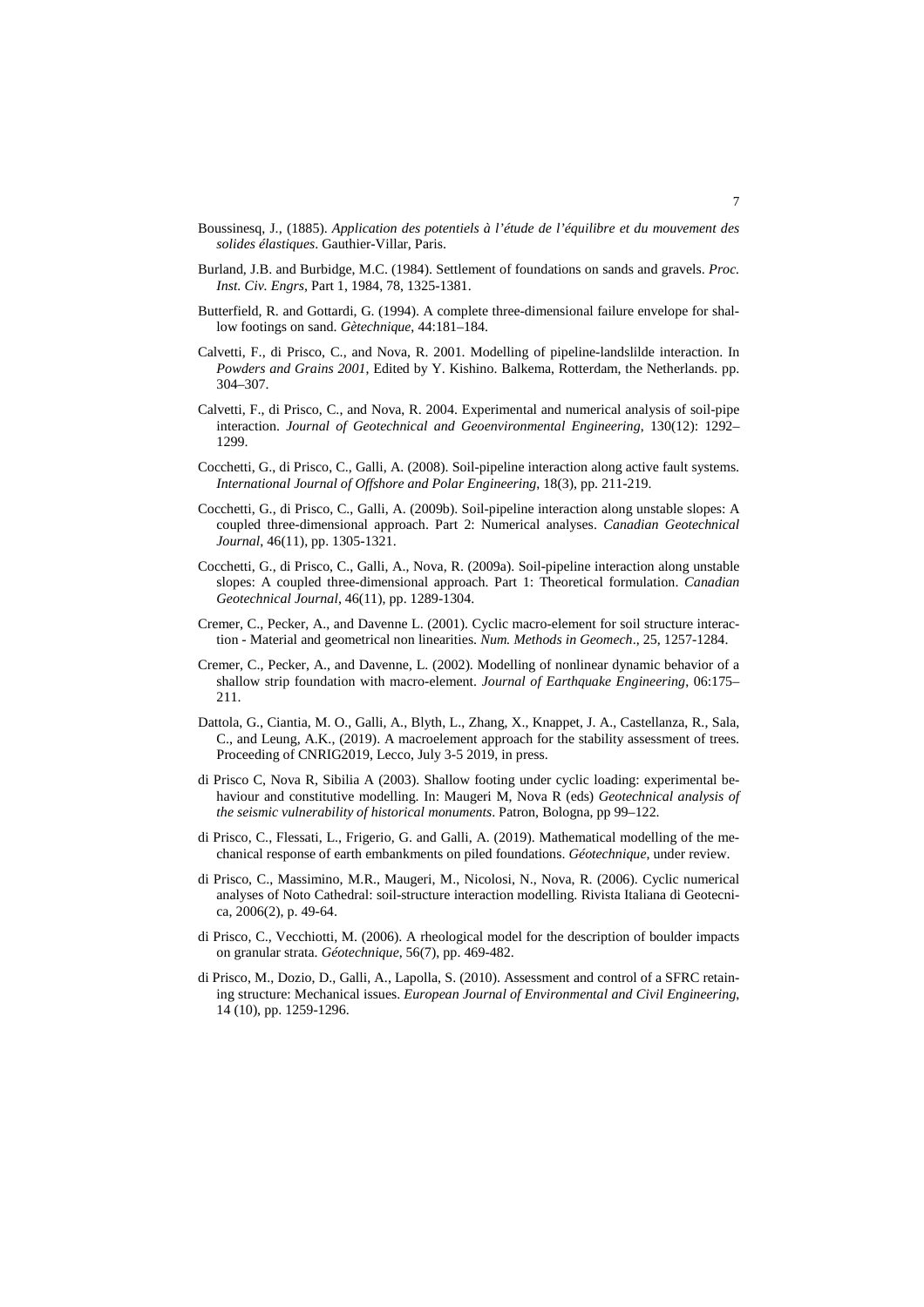Boussinesq, J., (1885). *Application des potentiels à l'étude de l'équilibre et du mouvement des solides élastiques*. Gauthier-Villar, Paris.

Burland, J.B. and Burbidge, M.C. (1984). Settlement of foundations on sands and gravels. *Proc. Inst. Civ. Engrs*, Part 1, 1984, 78, 1325-1381.

Butterfield, R. and Gottardi, G. (1994). A complete three-dimensional failure envelope for shallow footings on sand. *Gètechnique*, 44:181–184.

Calvetti, F., di Prisco, C., and Nova, R. 2001. Modelling of pipeline-landslilde interaction. In *Powders and Grains 2001*, Edited by Y. Kishino. Balkema, Rotterdam, the Netherlands. pp. 304–307.

Calvetti, F., di Prisco, C., and Nova, R. 2004. Experimental and numerical analysis of soil-pipe interaction. *Journal of Geotechnical and Geoenvironmental Engineering*, 130(12): 1292–1299.

Cocchetti, G., di Prisco, C., Galli, A. (2008). Soil-pipeline interaction along active fault systems. *International Journal of Offshore and Polar Engineering*, 18(3), pp. 211-219.

Cocchetti, G., di Prisco, C., Galli, A. (2009b). Soil-pipeline interaction along unstable slopes: A coupled three-dimensional approach. Part 2: Numerical analyses. *Canadian Geotechnical Journal*, 46(11), pp. 1305-1321.

Cocchetti, G., di Prisco, C., Galli, A., Nova, R. (2009a). Soil-pipeline interaction along unstable slopes: A coupled three-dimensional approach. Part 1: Theoretical formulation. *Canadian Geotechnical Journal*, 46(11), pp. 1289-1304.

Cremer, C., Pecker, A., and Davenne L. (2001). Cyclic macro-element for soil structure interaction - Material and geometrical non linearities. *Num. Methods in Geomech*., 25, 1257-1284.

Cremer, C., Pecker, A., and Davenne, L. (2002). Modelling of nonlinear dynamic behavior of a shallow strip foundation with macro-element. *Journal of Earthquake Engineering*, 06:175–211.

Dattola, G., Ciantia, M. O., Galli, A., Blyth, L., Zhang, X., Knappet, J. A., Castellanza, R., Sala, C., and Leung, A.K., (2019). A macroelement approach for the stability assessment of trees. Proceeding of CNRIG2019, Lecco, July 3-5 2019, in press.

di Prisco C, Nova R, Sibilia A (2003). Shallow footing under cyclic loading: experimental behaviour and constitutive modelling. In: Maugeri M, Nova R (eds) *Geotechnical analysis of the seismic vulnerability of historical monuments*. Patron, Bologna, pp 99–122.

di Prisco, C., Flessati, L., Frigerio, G. and Galli, A. (2019). Mathematical modelling of the mechanical response of earth embankments on piled foundations. *Géotechnique*, under review.

di Prisco, C., Massimino, M.R., Maugeri, M., Nicolosi, N., Nova, R. (2006). Cyclic numerical analyses of Noto Cathedral: soil-structure interaction modelling. Rivista Italiana di Geotecnica, 2006(2), p. 49-64.

di Prisco, C., Vecchiotti, M. (2006). A rheological model for the description of boulder impacts on granular strata. *Géotechnique*, 56(7), pp. 469-482.

di Prisco, M., Dozio, D., Galli, A., Lapolla, S. (2010). Assessment and control of a SFRC retaining structure: Mechanical issues. *European Journal of Environmental and Civil Engineering*, 14 (10), pp. 1259-1296.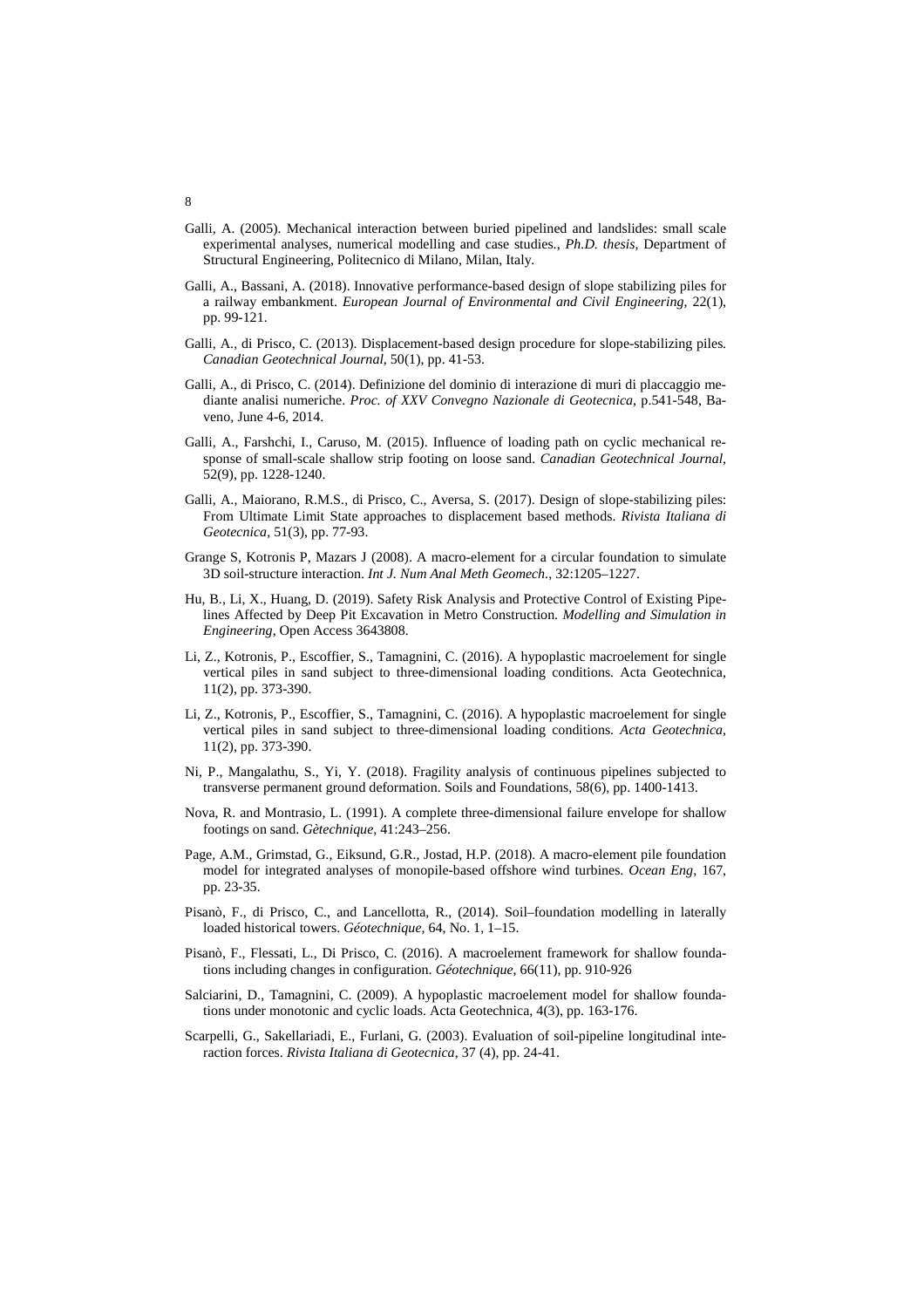Galli, A. (2005). Mechanical interaction between buried pipelined and landslides: small scale experimental analyses, numerical modelling and case studies., *Ph.D. thesis*, Department of Structural Engineering, Politecnico di Milano, Milan, Italy.

Galli, A., Bassani, A. (2018). Innovative performance-based design of slope stabilizing piles for a railway embankment. *European Journal of Environmental and Civil Engineering*, 22(1), pp. 99-121.

Galli, A., di Prisco, C. (2013). Displacement-based design procedure for slope-stabilizing piles. *Canadian Geotechnical Journal*, 50(1), pp. 41-53.

Galli, A., di Prisco, C. (2014). Definizione del dominio di interazione di muri di placcaggio mediante analisi numeriche. *Proc. of XXV Convegno Nazionale di Geotecnica*, p.541-548, Baveno, June 4-6, 2014.

Galli, A., Farshchi, I., Caruso, M. (2015). Influence of loading path on cyclic mechanical response of small-scale shallow strip footing on loose sand. *Canadian Geotechnical Journal*, 52(9), pp. 1228-1240.

Galli, A., Maiorano, R.M.S., di Prisco, C., Aversa, S. (2017). Design of slope-stabilizing piles: From Ultimate Limit State approaches to displacement based methods. *Rivista Italiana di Geotecnica*, 51(3), pp. 77-93.

Grange S, Kotronis P, Mazars J (2008). A macro-element for a circular foundation to simulate 3D soil-structure interaction. *Int J. Num Anal Meth Geomech.*, 32:1205–1227.

Hu, B., Li, X., Huang, D. (2019). Safety Risk Analysis and Protective Control of Existing Pipelines Affected by Deep Pit Excavation in Metro Construction. *Modelling and Simulation in Engineering*, Open Access 3643808.

Li, Z., Kotronis, P., Escoffier, S., Tamagnini, C. (2016). A hypoplastic macroelement for single vertical piles in sand subject to three-dimensional loading conditions. Acta Geotechnica, 11(2), pp. 373-390.

Li, Z., Kotronis, P., Escoffier, S., Tamagnini, C. (2016). A hypoplastic macroelement for single vertical piles in sand subject to three-dimensional loading conditions. *Acta Geotechnica*, 11(2), pp. 373-390.

Ni, P., Mangalathu, S., Yi, Y. (2018). Fragility analysis of continuous pipelines subjected to transverse permanent ground deformation. Soils and Foundations, 58(6), pp. 1400-1413.

Nova, R. and Montrasio, L. (1991). A complete three-dimensional failure envelope for shallow footings on sand. *Gètechnique*, 41:243–256.

Page, A.M., Grimstad, G., Eiksund, G.R., Jostad, H.P. (2018). A macro-element pile foundation model for integrated analyses of monopile-based offshore wind turbines. *Ocean Eng*, 167, pp. 23-35.

Pisanò, F., di Prisco, C., and Lancellotta, R., (2014). Soil–foundation modelling in laterally loaded historical towers. *Géotechnique*, 64, No. 1, 1–15.

Pisanò, F., Flessati, L., Di Prisco, C. (2016). A macroelement framework for shallow foundations including changes in configuration. *Géotechnique*, 66(11), pp. 910-926

Salciarini, D., Tamagnini, C. (2009). A hypoplastic macroelement model for shallow foundations under monotonic and cyclic loads. Acta Geotechnica, 4(3), pp. 163-176.

Scarpelli, G., Sakellariadi, E., Furlani, G. (2003). Evaluation of soil-pipeline longitudinal interaction forces. *Rivista Italiana di Geotecnica*, 37 (4), pp. 24-41.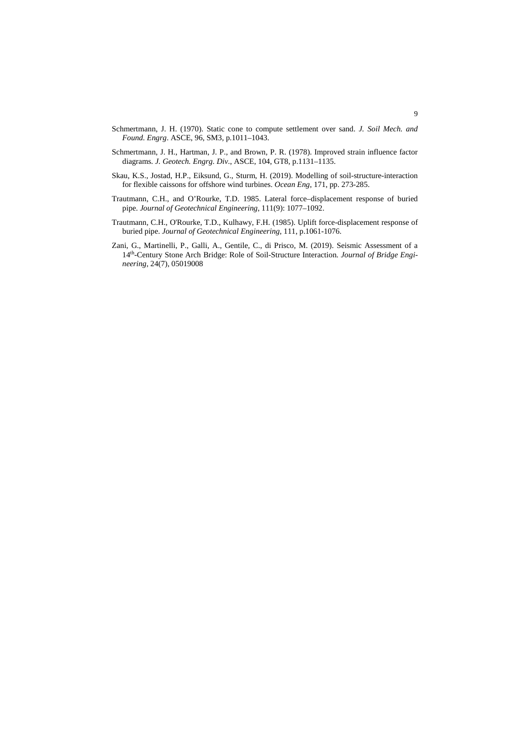Schmertmann, J. H. (1970). Static cone to compute settlement over sand. *J. Soil Mech. and Found. Engrg*. ASCE, 96, SM3, p.1011–1043.

Schmertmann, J. H., Hartman, J. P., and Brown, P. R. (1978). Improved strain influence factor diagrams. *J. Geotech. Engrg. Div*., ASCE, 104, GT8, p.1131–1135.

Skau, K.S., Jostad, H.P., Eiksund, G., Sturm, H. (2019). Modelling of soil-structure-interaction for flexible caissons for offshore wind turbines. *Ocean Eng*, 171, pp. 273-285.

Trautmann, C.H., and O'Rourke, T.D. 1985. Lateral force–displacement response of buried pipe. *Journal of Geotechnical Engineering*, 111(9): 1077–1092.

Trautmann, C.H., O'Rourke, T.D., Kulhawy, F.H. (1985). Uplift force-displacement response of buried pipe. *Journal of Geotechnical Engineering*, 111, p.1061-1076.

Zani, G., Martinelli, P., Galli, A., Gentile, C., di Prisco, M. (2019). Seismic Assessment of a 14th-Century Stone Arch Bridge: Role of Soil-Structure Interaction. *Journal of Bridge Engineering*, 24(7), 05019008